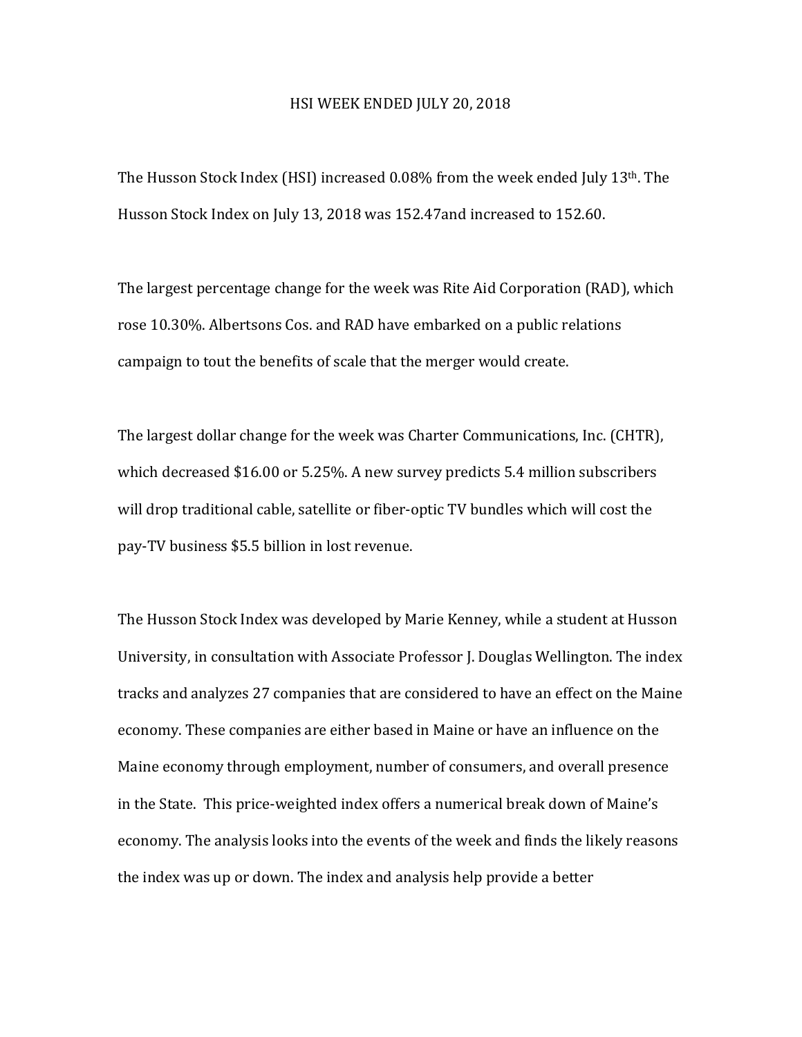# HSI WEEK ENDED JULY 20, 2018

The Husson Stock Index (HSI) increased 0.08% from the week ended July 13th. The Husson Stock Index on July 13, 2018 was 152.47and increased to 152.60.

The largest percentage change for the week was Rite Aid Corporation (RAD), which rose 10.30%. Albertsons Cos. and RAD have embarked on a public relations campaign to tout the benefits of scale that the merger would create.

The largest dollar change for the week was Charter Communications, Inc. (CHTR), which decreased $16.00 or 5.25%. A new survey predicts 5.4 million subscribers will drop traditional cable, satellite or fiber-optic TV bundles which will cost the pay-TV business $5.5 billion in lost revenue.

The Husson Stock Index was developed by Marie Kenney, while a student at Husson University, in consultation with Associate Professor J. Douglas Wellington. The index tracks and analyzes 27 companies that are considered to have an effect on the Maine economy. These companies are either based in Maine or have an influence on the Maine economy through employment, number of consumers, and overall presence in the State. This price-weighted index offers a numerical break down of Maine's economy. The analysis looks into the events of the week and finds the likely reasons the index was up or down. The index and analysis help provide a better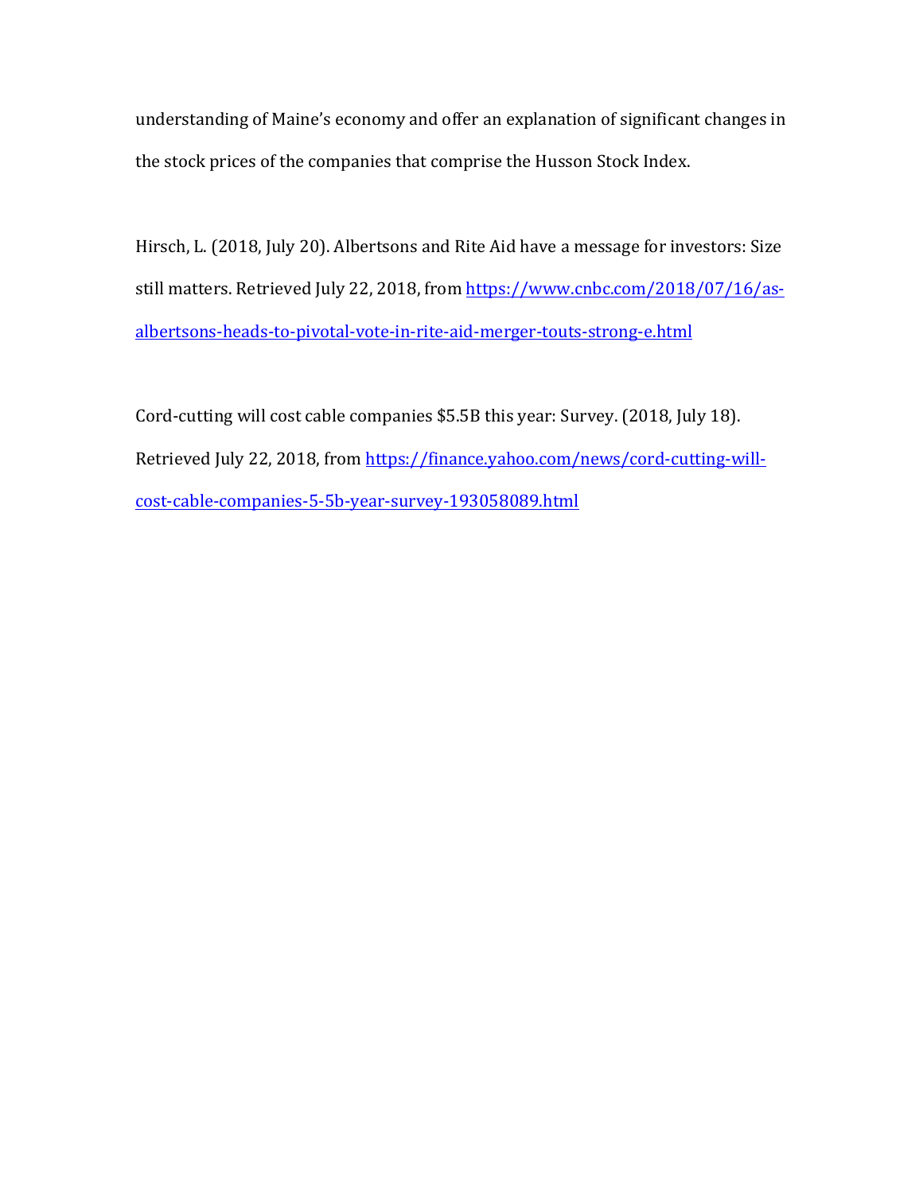understanding of Maine's economy and offer an explanation of significant changes in the stock prices of the companies that comprise the Husson Stock Index.

Hirsch, L. (2018, July 20). Albertsons and Rite Aid have a message for investors: Size still matters. Retrieved July 22, 2018, from [https://www.cnbc.com/2018/07/16/as-albertsons-heads-to-pivotal-vote-in-rite-aid-merger-touts-strong-e.html](https://www.cnbc.com/2018/07/16/as-albertsons-heads-to-pivotal-vote-in-rite-aid-merger-touts-strong-e.html)

Cord-cutting will cost cable companies $5.5B this year: Survey. (2018, July 18). Retrieved July 22, 2018, from [https://finance.yahoo.com/news/cord-cutting-will-cost-cable-companies-5-5b-year-survey-193058089.html](https://finance.yahoo.com/news/cord-cutting-will-cost-cable-companies-5-5b-year-survey-193058089.html)